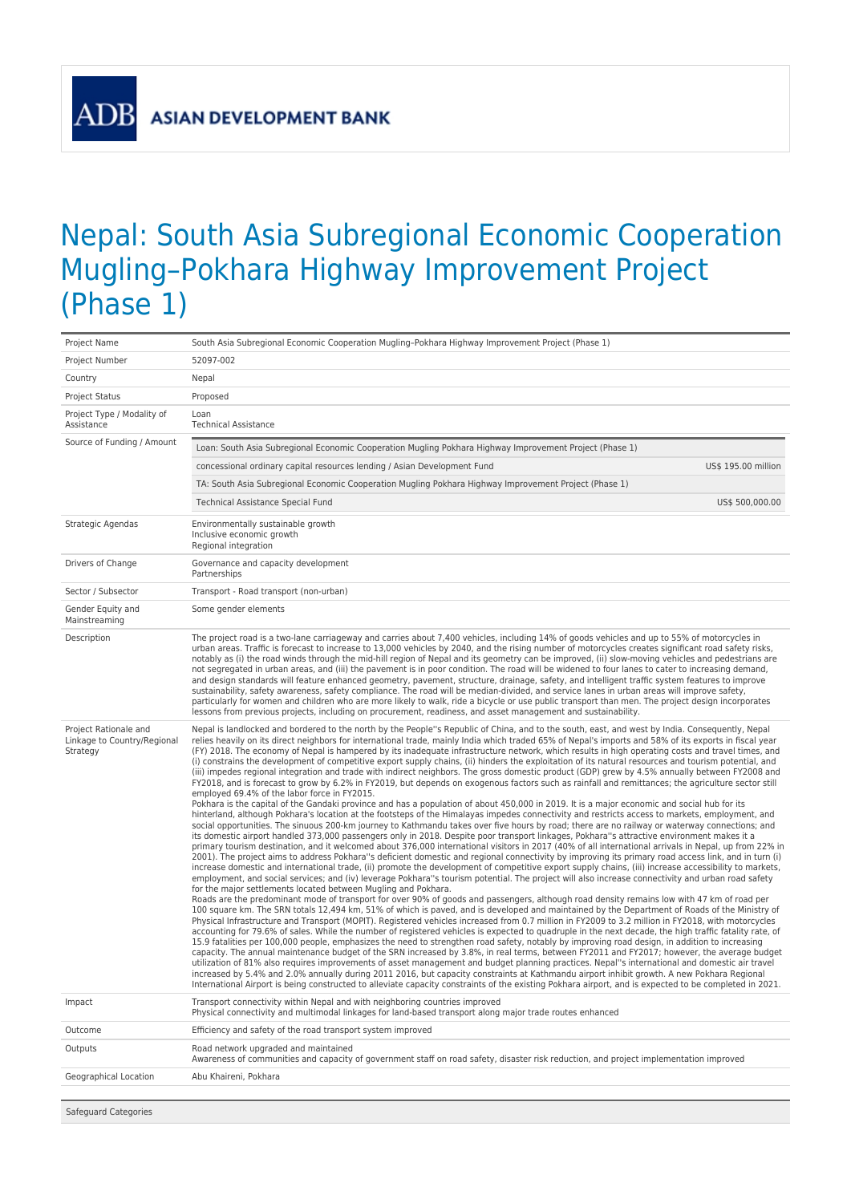ADB ASIAN DEVELOPMENT BANK

# Nepal: South Asia Subregional Economic Cooperation Mugling–Pokhara Highway Improvement Project (Phase 1)

| | |
|---|---|
| Project Name | South Asia Subregional Economic Cooperation Mugling–Pokhara Highway Improvement Project (Phase 1) |
| Project Number | 52097-002 |
| Country | Nepal |
| Project Status | Proposed |
| Project Type / Modality of Assistance | Loan<br>Technical Assistance |
| Source of Funding / Amount | Loan: South Asia Subregional Economic Cooperation Mugling Pokhara Highway Improvement Project (Phase 1)<br>concessional ordinary capital resources lending / Asian Development Fund — US$ 195.00 million<br>TA: South Asia Subregional Economic Cooperation Mugling Pokhara Highway Improvement Project (Phase 1)<br>Technical Assistance Special Fund — US$ 500,000.00 |
| Strategic Agendas | Environmentally sustainable growth<br>Inclusive economic growth<br>Regional integration |
| Drivers of Change | Governance and capacity development<br>Partnerships |
| Sector / Subsector | Transport - Road transport (non-urban) |
| Gender Equity and Mainstreaming | Some gender elements |
| Description | The project road is a two-lane carriageway and carries about 7,400 vehicles, including 14% of goods vehicles and up to 55% of motorcycles in urban areas. Traffic is forecast to increase to 13,000 vehicles by 2040, and the rising number of motorcycles creates significant road safety risks, notably as (i) the road winds through the mid-hill region of Nepal and its geometry can be improved, (ii) slow-moving vehicles and pedestrians are not segregated in urban areas, and (iii) the pavement is in poor condition. The road will be widened to four lanes to cater to increasing demand, and design standards will feature enhanced geometry, pavement, structure, drainage, safety, and intelligent traffic system features to improve sustainability, safety awareness, safety compliance. The road will be median-divided, and service lanes in urban areas will improve safety, particularly for women and children who are more likely to walk, ride a bicycle or use public transport than men. The project design incorporates lessons from previous projects, including on procurement, readiness, and asset management and sustainability. |
| Project Rationale and Linkage to Country/Regional Strategy | Nepal is landlocked and bordered to the north by the People''s Republic of China, and to the south, east, and west by India. Consequently, Nepal relies heavily on its direct neighbors for international trade, mainly India which traded 65% of Nepal's imports and 58% of its exports in fiscal year (FY) 2018. The economy of Nepal is hampered by its inadequate infrastructure network, which results in high operating costs and travel times, and (i) constrains the development of competitive export supply chains, (ii) hinders the exploitation of its natural resources and tourism potential, and (iii) impedes regional integration and trade with indirect neighbors. The gross domestic product (GDP) grew by 4.5% annually between FY2008 and FY2018, and is forecast to grow by 6.2% in FY2019, but depends on exogenous factors such as rainfall and remittances; the agriculture sector still employed 69.4% of the labor force in FY2015.<br>Pokhara is the capital of the Gandaki province and has a population of about 450,000 in 2019. It is a major economic and social hub for its hinterland, although Pokhara's location at the footsteps of the Himalayas impedes connectivity and restricts access to markets, employment, and social opportunities. The sinuous 200-km journey to Kathmandu takes over five hours by road; there are no railway or waterway connections; and its domestic airport handled 373,000 passengers only in 2018. Despite poor transport linkages, Pokhara''s attractive environment makes it a primary tourism destination, and it welcomed about 376,000 international visitors in 2017 (40% of all international arrivals in Nepal, up from 22% in 2001). The project aims to address Pokhara''s deficient domestic and regional connectivity by improving its primary road access link, and in turn (i) increase domestic and international trade, (ii) promote the development of competitive export supply chains, (iii) increase accessibility to markets, employment, and social services; and (iv) leverage Pokhara''s tourism potential. The project will also increase connectivity and urban road safety for the major settlements located between Mugling and Pokhara.<br>Roads are the predominant mode of transport for over 90% of goods and passengers, although road density remains low with 47 km of road per 100 square km. The SRN totals 12,494 km, 51% of which is paved, and is developed and maintained by the Department of Roads of the Ministry of Physical Infrastructure and Transport (MOPIT). Registered vehicles increased from 0.7 million in FY2009 to 3.2 million in FY2018, with motorcycles accounting for 79.6% of sales. While the number of registered vehicles is expected to quadruple in the next decade, the high traffic fatality rate, of 15.9 fatalities per 100,000 people, emphasizes the need to strengthen road safety, notably by improving road design, in addition to increasing capacity. The annual maintenance budget of the SRN increased by 3.8%, in real terms, between FY2011 and FY2017; however, the average budget utilization of 81% also requires improvements of asset management and budget planning practices. Nepal''s international and domestic air travel increased by 5.4% and 2.0% annually during 2011 2016, but capacity constraints at Kathmandu airport inhibit growth. A new Pokhara Regional International Airport is being constructed to alleviate capacity constraints of the existing Pokhara airport, and is expected to be completed in 2021. |
| Impact | Transport connectivity within Nepal and with neighboring countries improved<br>Physical connectivity and multimodal linkages for land-based transport along major trade routes enhanced |
| Outcome | Efficiency and safety of the road transport system improved |
| Outputs | Road network upgraded and maintained<br>Awareness of communities and capacity of government staff on road safety, disaster risk reduction, and project implementation improved |
| Geographical Location | Abu Khaireni, Pokhara |

Safeguard Categories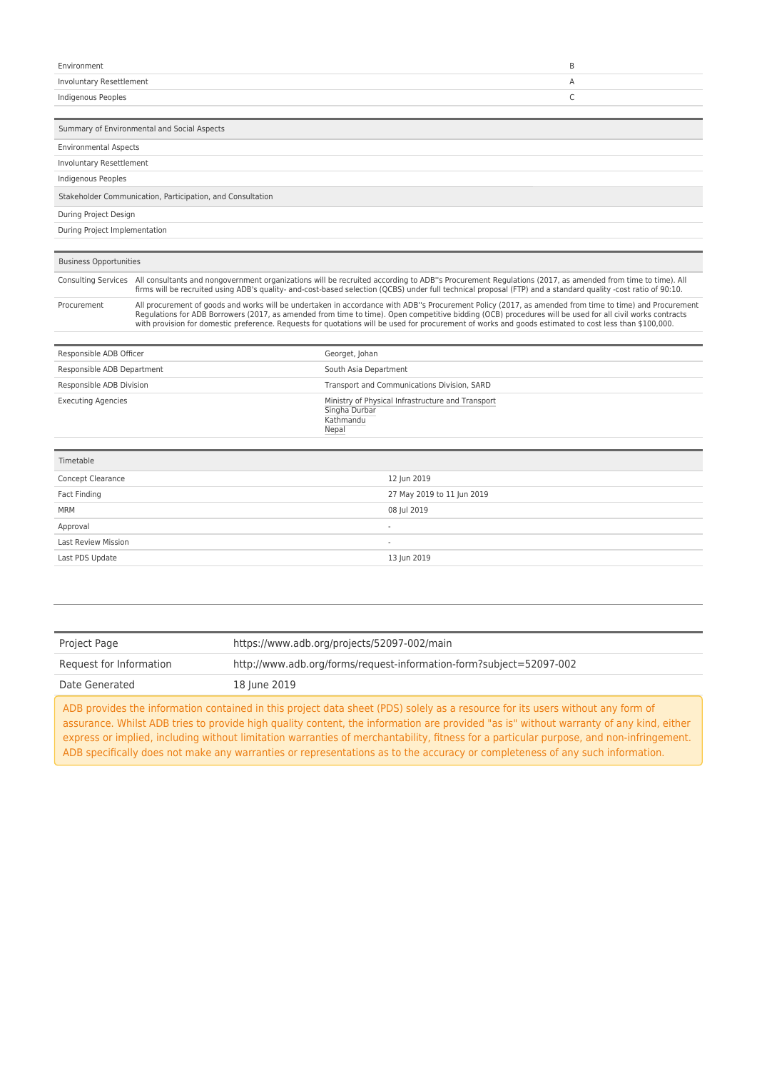| | |
|---|---|
| Environment | B |
| Involuntary Resettlement | A |
| Indigenous Peoples | C |

| Summary of Environmental and Social Aspects | |
|---|---|
| Environmental Aspects | |
| Involuntary Resettlement | |
| Indigenous Peoples | |
| **Stakeholder Communication, Participation, and Consultation** | |
| During Project Design | |
| During Project Implementation | |

| Business Opportunities | |
|---|---|
| Consulting Services | All consultants and nongovernment organizations will be recruited according to ADB''s Procurement Regulations (2017, as amended from time to time). All firms will be recruited using ADB's quality- and-cost-based selection (QCBS) under full technical proposal (FTP) and a standard quality -cost ratio of 90:10. |
| Procurement | All procurement of goods and works will be undertaken in accordance with ADB''s Procurement Policy (2017, as amended from time to time) and Procurement Regulations for ADB Borrowers (2017, as amended from time to time). Open competitive bidding (OCB) procedures will be used for all civil works contracts with provision for domestic preference. Requests for quotations will be used for procurement of works and goods estimated to cost less than $100,000. |

| | |
|---|---|
| Responsible ADB Officer | Georget, Johan |
| Responsible ADB Department | South Asia Department |
| Responsible ADB Division | Transport and Communications Division, SARD |
| Executing Agencies | Ministry of Physical Infrastructure and Transport<br>Singha Durbar<br>Kathmandu<br>Nepal |

| Timetable | |
|---|---|
| Concept Clearance | 12 Jun 2019 |
| Fact Finding | 27 May 2019 to 11 Jun 2019 |
| MRM | 08 Jul 2019 |
| Approval | - |
| Last Review Mission | - |
| Last PDS Update | 13 Jun 2019 |

| | |
|---|---|
| Project Page | https://www.adb.org/projects/52097-002/main |
| Request for Information | http://www.adb.org/forms/request-information-form?subject=52097-002 |
| Date Generated | 18 June 2019 |

ADB provides the information contained in this project data sheet (PDS) solely as a resource for its users without any form of assurance. Whilst ADB tries to provide high quality content, the information are provided "as is" without warranty of any kind, either express or implied, including without limitation warranties of merchantability, fitness for a particular purpose, and non-infringement. ADB specifically does not make any warranties or representations as to the accuracy or completeness of any such information.